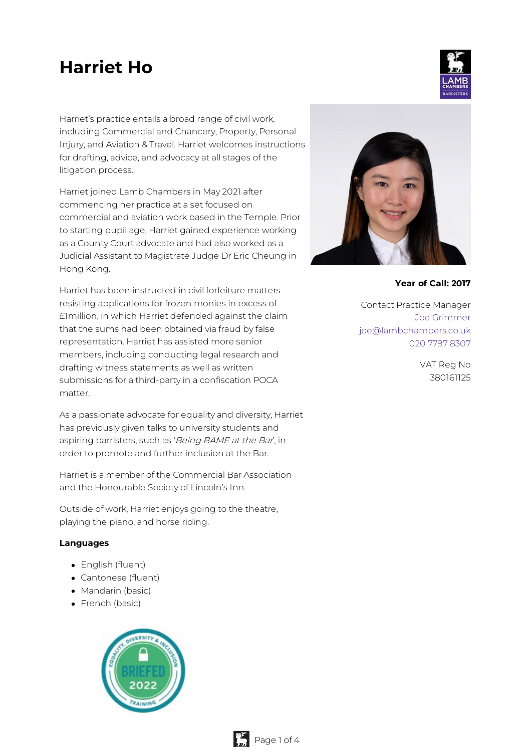# Harriet Ho

Harriet's practice entails a broad range of civil work, including Commercial and Chancery, Property, Personal Injury, and Aviation & Travel. Harriet welcomes instructions for drafting, advice, and advocacy at all stages of the litigation process.

Harriet joined Lamb Chambers in May 2021 after commencing her practice at a set focused on commercial and aviation work based in the Temple. Prior to starting pupillage, Harriet gained experience working as a County Court advocate and had also worked as a Judicial Assistant to Magistrate Judge Dr Eric Cheung in Hong Kong.

Harriet has been instructed in civil forfeiture matters resisting applications for frozen monies in excess of £1million, in which Harriet defended against the claim that the sums had been obtained via fraud by false representation. Harriet has assisted more senior members, including conducting legal research and drafting witness statements as well as written submissions for a third-party in a confiscation POCA matter.

As a passionate advocate for equality and diversity, Harriet has previously given talks to university students and aspiring barristers, such as '*Being BAME at the Bar*', in order to promote and further inclusion at the Bar.

Harriet is a member of the Commercial Bar Association and the Honourable Society of Lincoln's Inn.

Outside of work, Harriet enjoys going to the theatre, playing the piano, and horse riding.

**Languages**

- English (fluent)
- Cantonese (fluent)
- Mandarin (basic)
- French (basic)

**Year of Call: 2017**

Contact Practice Manager
Joe Grimmer
joe@lambchambers.co.uk
020 7797 8307

VAT Reg No
380161125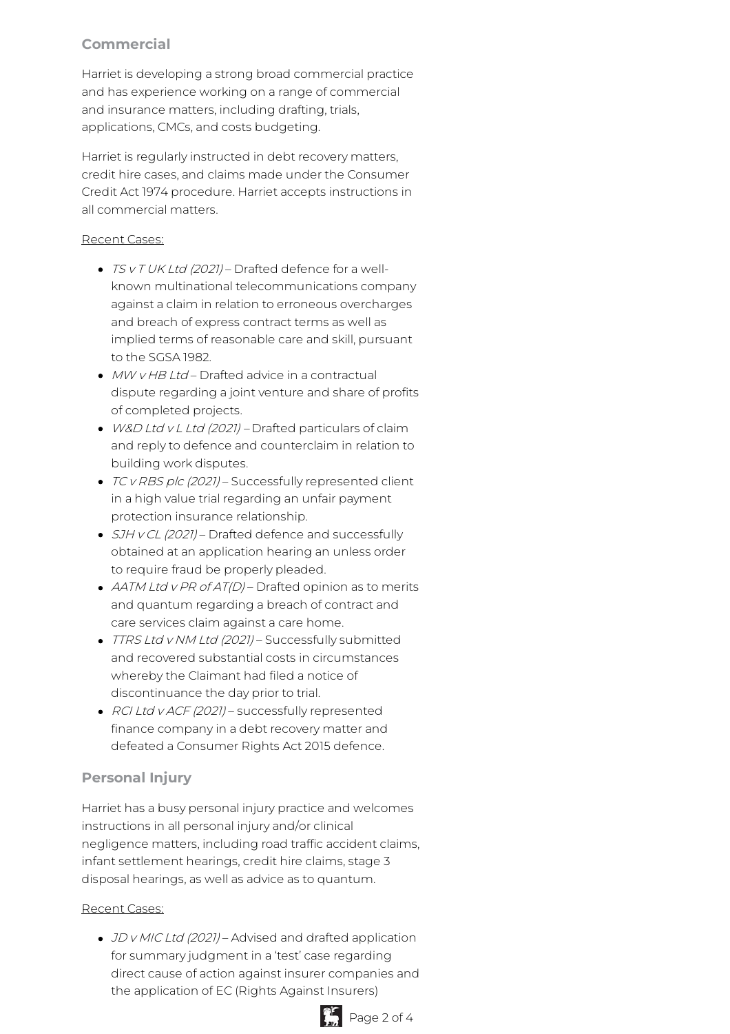## Commercial

Harriet is developing a strong broad commercial practice and has experience working on a range of commercial and insurance matters, including drafting, trials, applications, CMCs, and costs budgeting.

Harriet is regularly instructed in debt recovery matters, credit hire cases, and claims made under the Consumer Credit Act 1974 procedure. Harriet accepts instructions in all commercial matters.

Recent Cases:

- *TS v T UK Ltd (2021)* – Drafted defence for a well-known multinational telecommunications company against a claim in relation to erroneous overcharges and breach of express contract terms as well as implied terms of reasonable care and skill, pursuant to the SGSA 1982.
- *MW v HB Ltd* – Drafted advice in a contractual dispute regarding a joint venture and share of profits of completed projects.
- *W&D Ltd v L Ltd (2021)* – Drafted particulars of claim and reply to defence and counterclaim in relation to building work disputes.
- *TC v RBS plc (2021)* – Successfully represented client in a high value trial regarding an unfair payment protection insurance relationship.
- *SJH v CL (2021)* – Drafted defence and successfully obtained at an application hearing an unless order to require fraud be properly pleaded.
- *AATM Ltd v PR of AT(D)* – Drafted opinion as to merits and quantum regarding a breach of contract and care services claim against a care home.
- *TTRS Ltd v NM Ltd (2021)* – Successfully submitted and recovered substantial costs in circumstances whereby the Claimant had filed a notice of discontinuance the day prior to trial.
- *RCI Ltd v ACF (2021)* – successfully represented finance company in a debt recovery matter and defeated a Consumer Rights Act 2015 defence.

## Personal Injury

Harriet has a busy personal injury practice and welcomes instructions in all personal injury and/or clinical negligence matters, including road traffic accident claims, infant settlement hearings, credit hire claims, stage 3 disposal hearings, as well as advice as to quantum.

Recent Cases:

- *JD v MIC Ltd (2021)* – Advised and drafted application for summary judgment in a 'test' case regarding direct cause of action against insurer companies and the application of EC (Rights Against Insurers)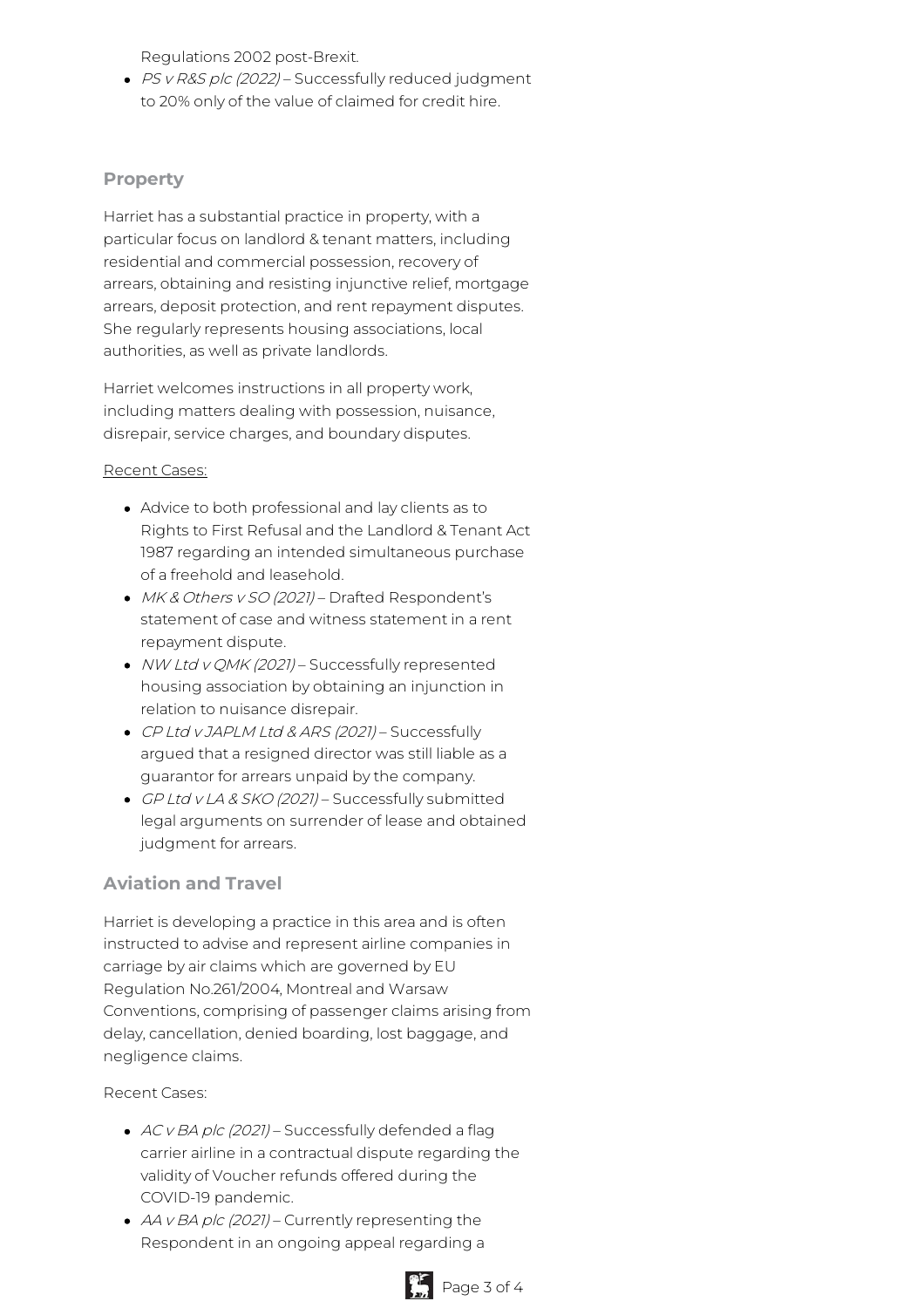Regulations 2002 post-Brexit.

- *PS v R&S plc (2022)* – Successfully reduced judgment to 20% only of the value of claimed for credit hire.

## Property

Harriet has a substantial practice in property, with a particular focus on landlord & tenant matters, including residential and commercial possession, recovery of arrears, obtaining and resisting injunctive relief, mortgage arrears, deposit protection, and rent repayment disputes. She regularly represents housing associations, local authorities, as well as private landlords.

Harriet welcomes instructions in all property work, including matters dealing with possession, nuisance, disrepair, service charges, and boundary disputes.

Recent Cases:

- Advice to both professional and lay clients as to Rights to First Refusal and the Landlord & Tenant Act 1987 regarding an intended simultaneous purchase of a freehold and leasehold.
- *MK & Others v SO (2021)* – Drafted Respondent's statement of case and witness statement in a rent repayment dispute.
- *NW Ltd v QMK (2021)* – Successfully represented housing association by obtaining an injunction in relation to nuisance disrepair.
- *CP Ltd v JAPLM Ltd & ARS (2021)* – Successfully argued that a resigned director was still liable as a guarantor for arrears unpaid by the company.
- *GP Ltd v LA & SKO (2021)* – Successfully submitted legal arguments on surrender of lease and obtained judgment for arrears.

## Aviation and Travel

Harriet is developing a practice in this area and is often instructed to advise and represent airline companies in carriage by air claims which are governed by EU Regulation No.261/2004, Montreal and Warsaw Conventions, comprising of passenger claims arising from delay, cancellation, denied boarding, lost baggage, and negligence claims.

Recent Cases:

- *AC v BA plc (2021)* – Successfully defended a flag carrier airline in a contractual dispute regarding the validity of Voucher refunds offered during the COVID-19 pandemic.
- *AA v BA plc (2021)* – Currently representing the Respondent in an ongoing appeal regarding a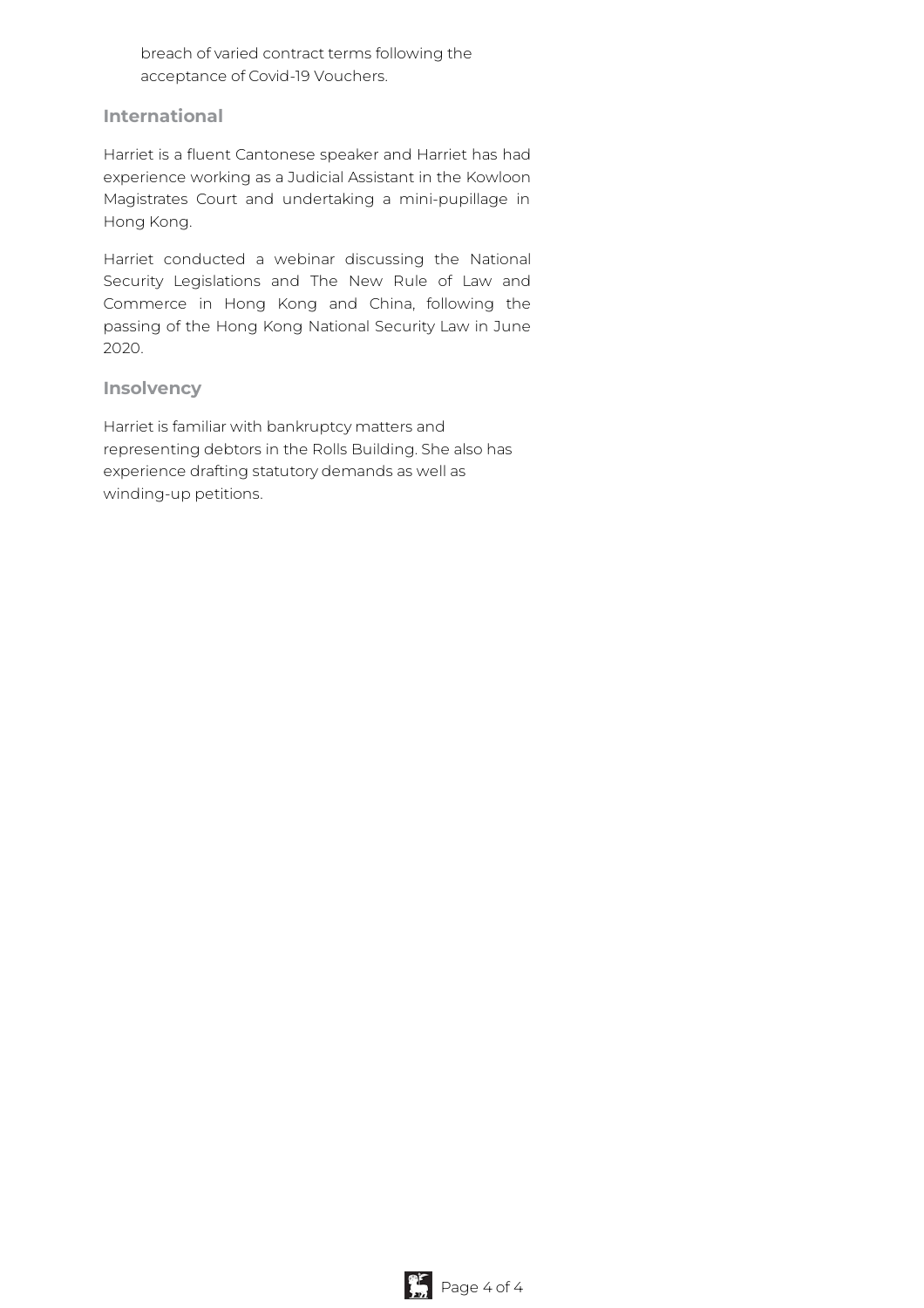breach of varied contract terms following the acceptance of Covid-19 Vouchers.

## International

Harriet is a fluent Cantonese speaker and Harriet has had experience working as a Judicial Assistant in the Kowloon Magistrates Court and undertaking a mini-pupillage in Hong Kong.

Harriet conducted a webinar discussing the National Security Legislations and The New Rule of Law and Commerce in Hong Kong and China, following the passing of the Hong Kong National Security Law in June 2020.

## Insolvency

Harriet is familiar with bankruptcy matters and representing debtors in the Rolls Building. She also has experience drafting statutory demands as well as winding-up petitions.